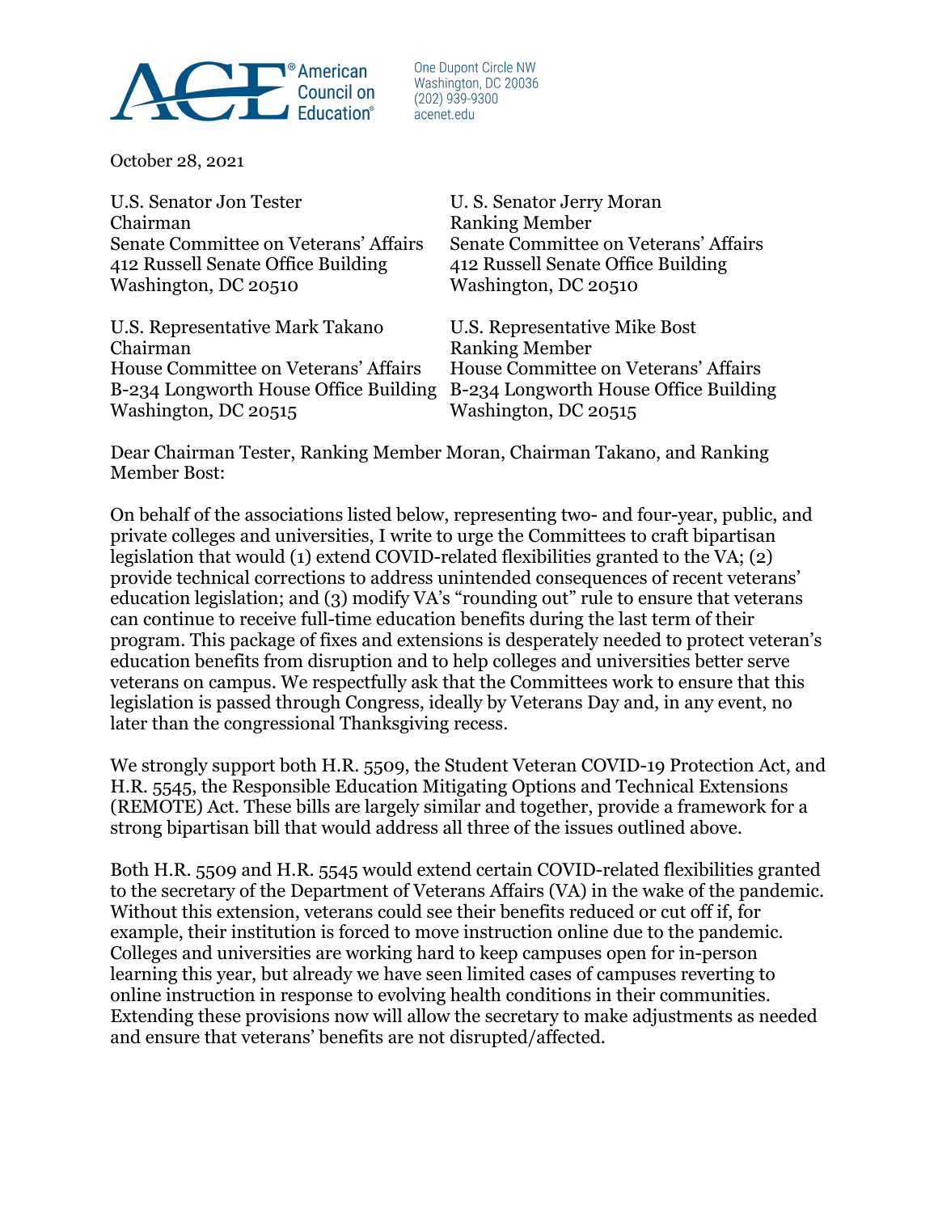American Council on Education®

One Dupont Circle NW
Washington, DC 20036
(202) 939-9300
acenet.edu

October 28, 2021

U.S. Senator Jon Tester
Chairman
Senate Committee on Veterans' Affairs
412 Russell Senate Office Building
Washington, DC 20510

U. S. Senator Jerry Moran
Ranking Member
Senate Committee on Veterans' Affairs
412 Russell Senate Office Building
Washington, DC 20510

U.S. Representative Mark Takano
Chairman
House Committee on Veterans' Affairs
B-234 Longworth House Office Building
Washington, DC 20515

U.S. Representative Mike Bost
Ranking Member
House Committee on Veterans' Affairs
B-234 Longworth House Office Building
Washington, DC 20515

Dear Chairman Tester, Ranking Member Moran, Chairman Takano, and Ranking Member Bost:

On behalf of the associations listed below, representing two- and four-year, public, and private colleges and universities, I write to urge the Committees to craft bipartisan legislation that would (1) extend COVID-related flexibilities granted to the VA; (2) provide technical corrections to address unintended consequences of recent veterans' education legislation; and (3) modify VA's "rounding out" rule to ensure that veterans can continue to receive full-time education benefits during the last term of their program. This package of fixes and extensions is desperately needed to protect veteran's education benefits from disruption and to help colleges and universities better serve veterans on campus. We respectfully ask that the Committees work to ensure that this legislation is passed through Congress, ideally by Veterans Day and, in any event, no later than the congressional Thanksgiving recess.

We strongly support both H.R. 5509, the Student Veteran COVID-19 Protection Act, and H.R. 5545, the Responsible Education Mitigating Options and Technical Extensions (REMOTE) Act. These bills are largely similar and together, provide a framework for a strong bipartisan bill that would address all three of the issues outlined above.

Both H.R. 5509 and H.R. 5545 would extend certain COVID-related flexibilities granted to the secretary of the Department of Veterans Affairs (VA) in the wake of the pandemic. Without this extension, veterans could see their benefits reduced or cut off if, for example, their institution is forced to move instruction online due to the pandemic. Colleges and universities are working hard to keep campuses open for in-person learning this year, but already we have seen limited cases of campuses reverting to online instruction in response to evolving health conditions in their communities. Extending these provisions now will allow the secretary to make adjustments as needed and ensure that veterans' benefits are not disrupted/affected.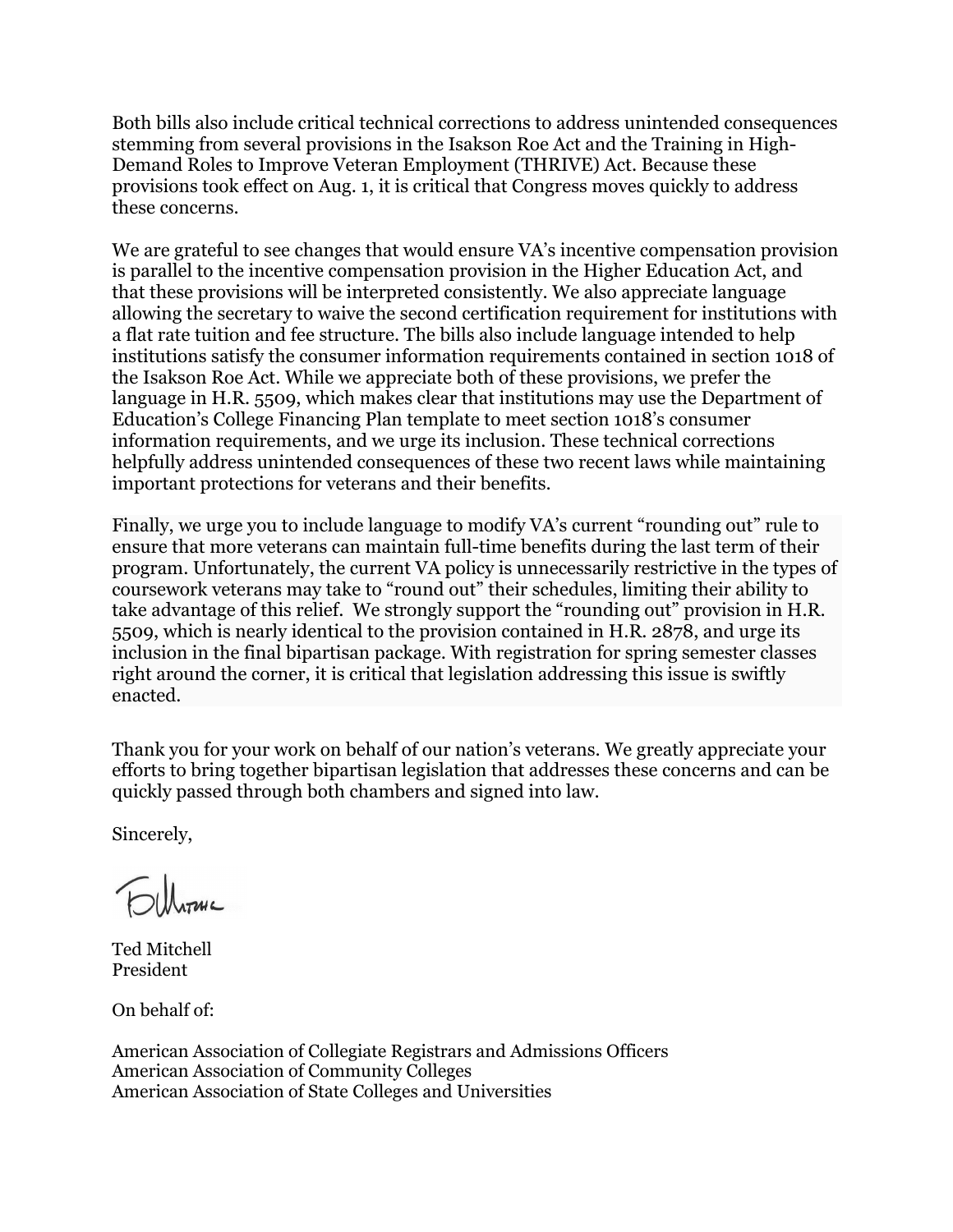Both bills also include critical technical corrections to address unintended consequences stemming from several provisions in the Isakson Roe Act and the Training in High-Demand Roles to Improve Veteran Employment (THRIVE) Act. Because these provisions took effect on Aug. 1, it is critical that Congress moves quickly to address these concerns.

We are grateful to see changes that would ensure VA's incentive compensation provision is parallel to the incentive compensation provision in the Higher Education Act, and that these provisions will be interpreted consistently. We also appreciate language allowing the secretary to waive the second certification requirement for institutions with a flat rate tuition and fee structure. The bills also include language intended to help institutions satisfy the consumer information requirements contained in section 1018 of the Isakson Roe Act. While we appreciate both of these provisions, we prefer the language in H.R. 5509, which makes clear that institutions may use the Department of Education's College Financing Plan template to meet section 1018's consumer information requirements, and we urge its inclusion. These technical corrections helpfully address unintended consequences of these two recent laws while maintaining important protections for veterans and their benefits.

Finally, we urge you to include language to modify VA's current "rounding out" rule to ensure that more veterans can maintain full-time benefits during the last term of their program. Unfortunately, the current VA policy is unnecessarily restrictive in the types of coursework veterans may take to "round out" their schedules, limiting their ability to take advantage of this relief. We strongly support the "rounding out" provision in H.R. 5509, which is nearly identical to the provision contained in H.R. 2878, and urge its inclusion in the final bipartisan package. With registration for spring semester classes right around the corner, it is critical that legislation addressing this issue is swiftly enacted.

Thank you for your work on behalf of our nation's veterans. We greatly appreciate your efforts to bring together bipartisan legislation that addresses these concerns and can be quickly passed through both chambers and signed into law.

Sincerely,

Ted Mitchell
President

On behalf of:

American Association of Collegiate Registrars and Admissions Officers
American Association of Community Colleges
American Association of State Colleges and Universities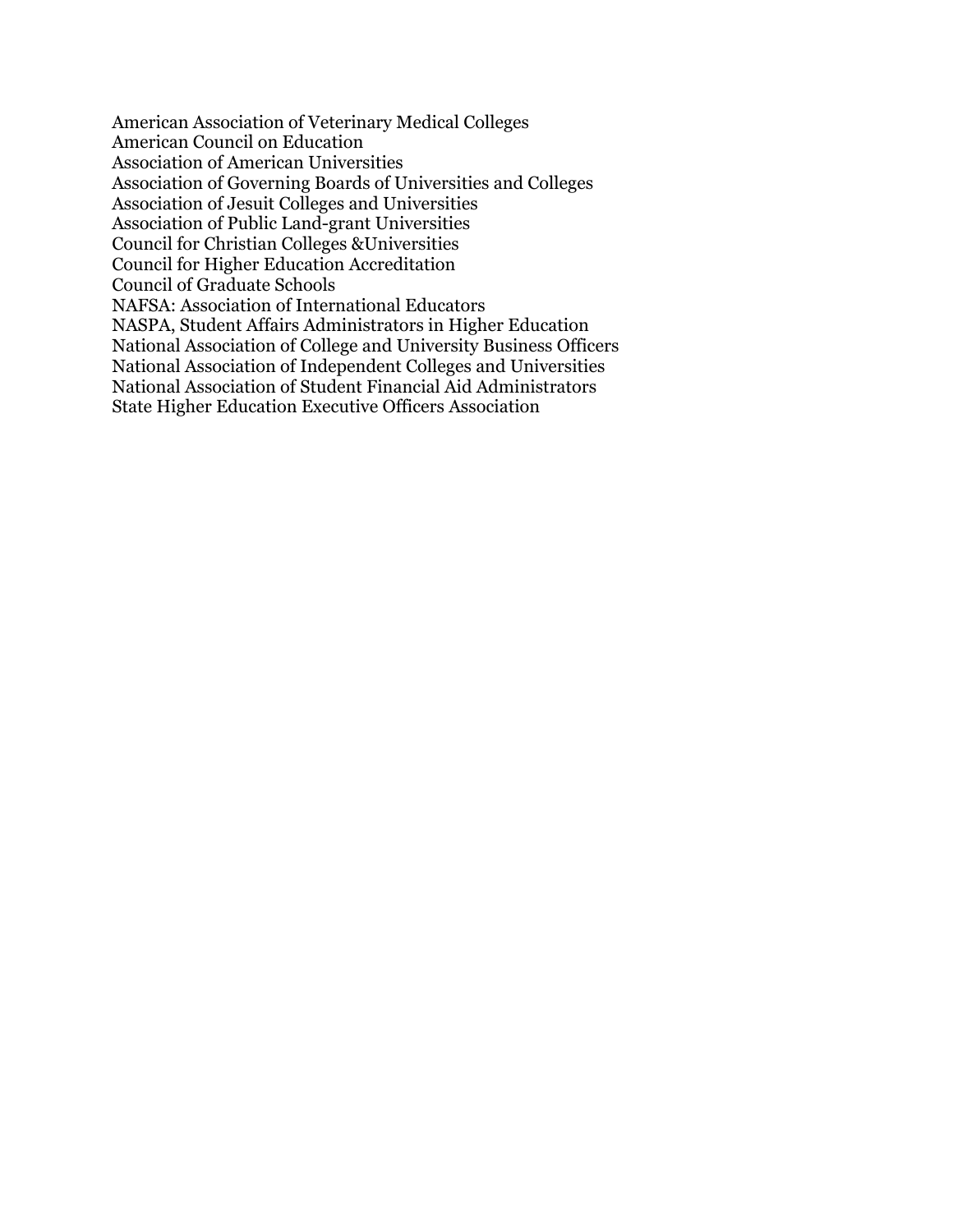American Association of Veterinary Medical Colleges
American Council on Education
Association of American Universities
Association of Governing Boards of Universities and Colleges
Association of Jesuit Colleges and Universities
Association of Public Land-grant Universities
Council for Christian Colleges &Universities
Council for Higher Education Accreditation
Council of Graduate Schools
NAFSA: Association of International Educators
NASPA, Student Affairs Administrators in Higher Education
National Association of College and University Business Officers
National Association of Independent Colleges and Universities
National Association of Student Financial Aid Administrators
State Higher Education Executive Officers Association